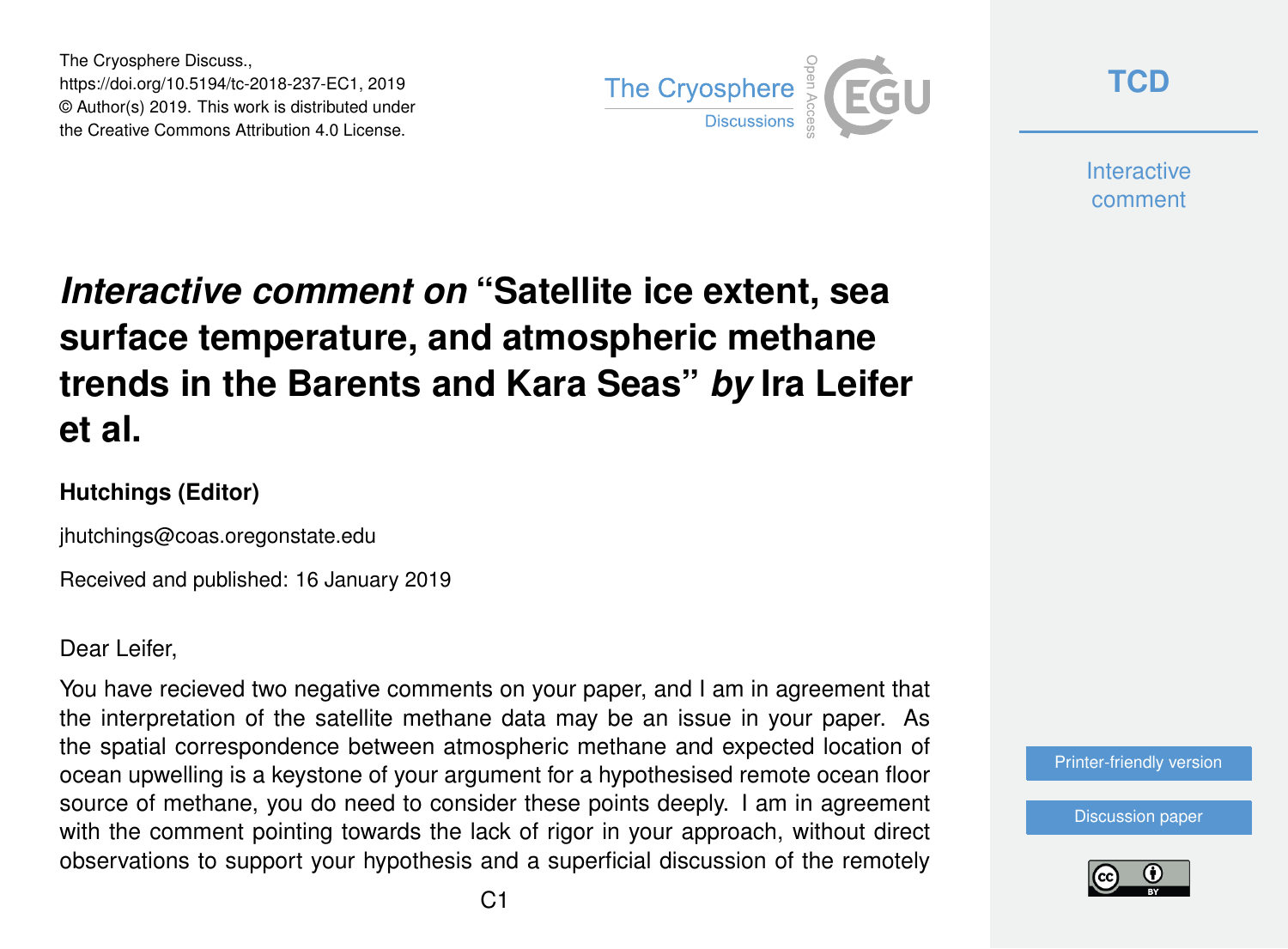The Cryosphere Discuss.,
https://doi.org/10.5194/tc-2018-237-EC1, 2019
© Author(s) 2019. This work is distributed under
the Creative Commons Attribution 4.0 License.

# *Interactive comment on* "Satellite ice extent, sea surface temperature, and atmospheric methane trends in the Barents and Kara Seas" *by* Ira Leifer et al.

### Hutchings (Editor)

jhutchings@coas.oregonstate.edu

Received and published: 16 January 2019

Dear Leifer,

You have recieved two negative comments on your paper, and I am in agreement that the interpretation of the satellite methane data may be an issue in your paper. As the spatial correspondence between atmospheric methane and expected location of ocean upwelling is a keystone of your argument for a hypothesised remote ocean floor source of methane, you do need to consider these points deeply. I am in agreement with the comment pointing towards the lack of rigor in your approach, without direct observations to support your hypothesis and a superficial discussion of the remotely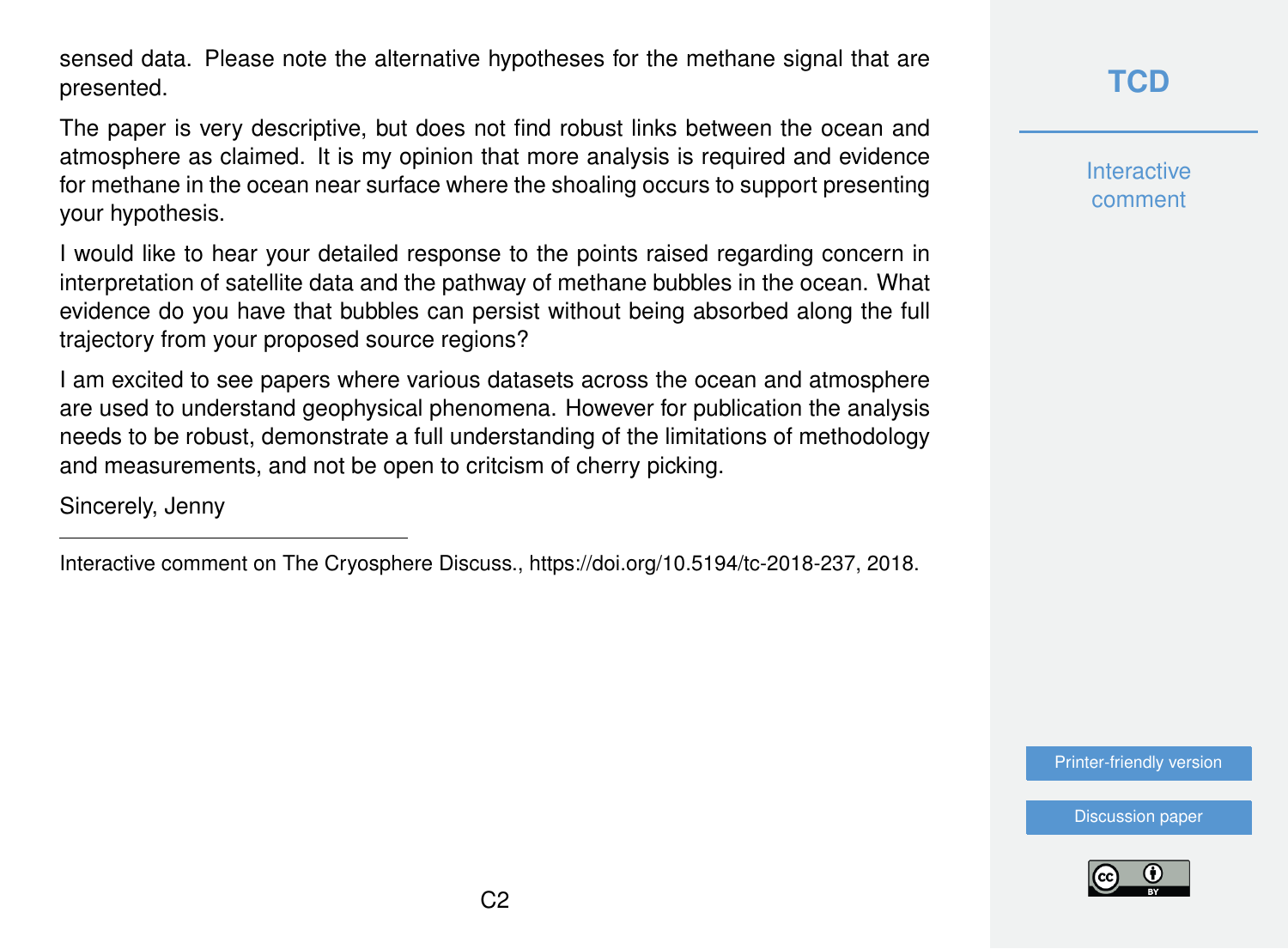sensed data. Please note the alternative hypotheses for the methane signal that are presented.

The paper is very descriptive, but does not find robust links between the ocean and atmosphere as claimed. It is my opinion that more analysis is required and evidence for methane in the ocean near surface where the shoaling occurs to support presenting your hypothesis.

I would like to hear your detailed response to the points raised regarding concern in interpretation of satellite data and the pathway of methane bubbles in the ocean. What evidence do you have that bubbles can persist without being absorbed along the full trajectory from your proposed source regions?

I am excited to see papers where various datasets across the ocean and atmosphere are used to understand geophysical phenomena. However for publication the analysis needs to be robust, demonstrate a full understanding of the limitations of methodology and measurements, and not be open to critcism of cherry picking.

Sincerely, Jenny

---

Interactive comment on The Cryosphere Discuss., https://doi.org/10.5194/tc-2018-237, 2018.